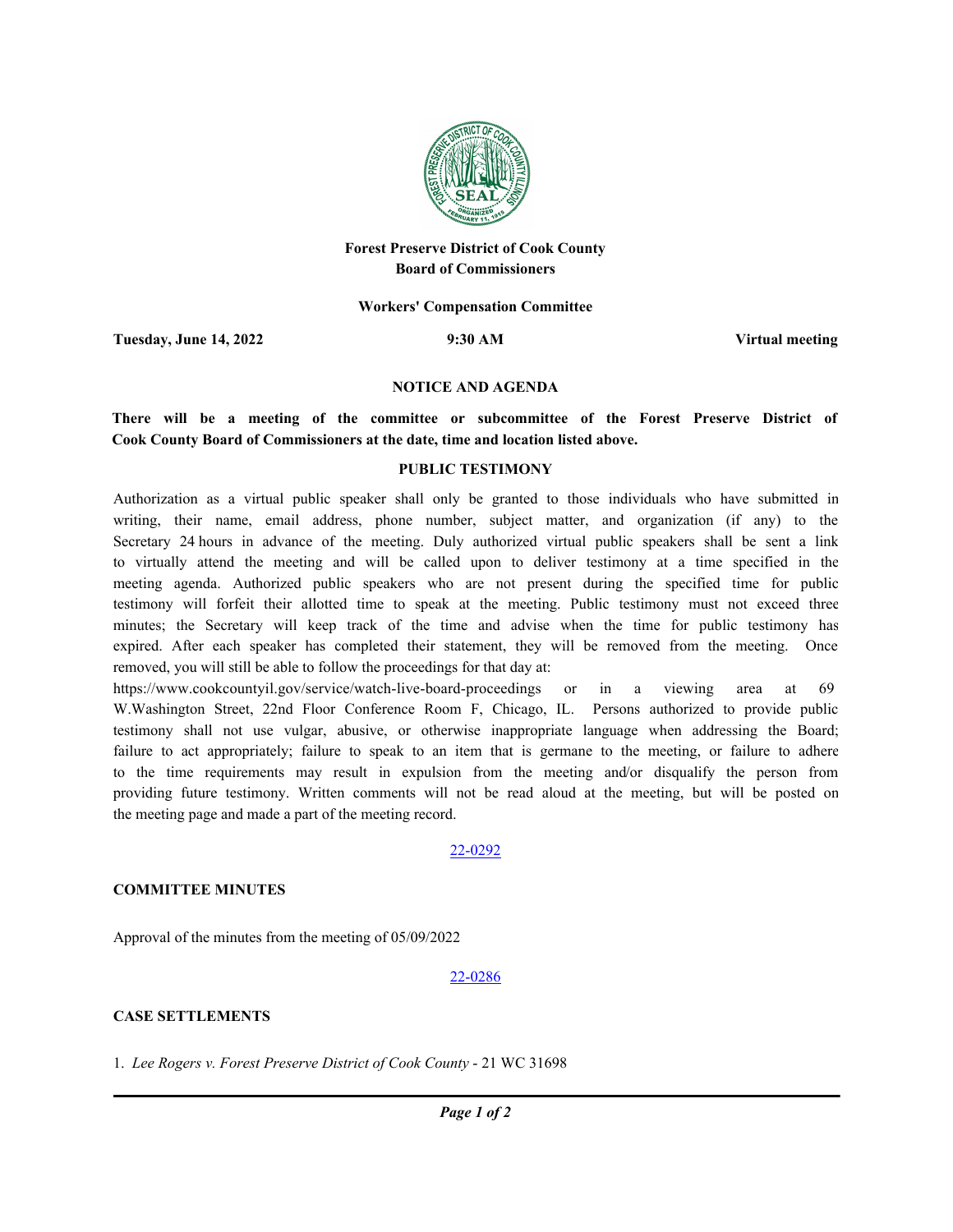**Forest Preserve District of Cook County**
**Board of Commissioners**

**Workers' Compensation Committee**

**Tuesday, June 14, 2022** **9:30 AM** **Virtual meeting**

## NOTICE AND AGENDA

**There will be a meeting of the committee or subcommittee of the Forest Preserve District of Cook County Board of Commissioners at the date, time and location listed above.**

### PUBLIC TESTIMONY

Authorization as a virtual public speaker shall only be granted to those individuals who have submitted in writing, their name, email address, phone number, subject matter, and organization (if any) to the Secretary 24 hours in advance of the meeting. Duly authorized virtual public speakers shall be sent a link to virtually attend the meeting and will be called upon to deliver testimony at a time specified in the meeting agenda. Authorized public speakers who are not present during the specified time for public testimony will forfeit their allotted time to speak at the meeting. Public testimony must not exceed three minutes; the Secretary will keep track of the time and advise when the time for public testimony has expired. After each speaker has completed their statement, they will be removed from the meeting. Once removed, you will still be able to follow the proceedings for that day at: https://www.cookcountyil.gov/service/watch-live-board-proceedings or in a viewing area at 69 W.Washington Street, 22nd Floor Conference Room F, Chicago, IL. Persons authorized to provide public testimony shall not use vulgar, abusive, or otherwise inappropriate language when addressing the Board; failure to act appropriately; failure to speak to an item that is germane to the meeting, or failure to adhere to the time requirements may result in expulsion from the meeting and/or disqualify the person from providing future testimony. Written comments will not be read aloud at the meeting, but will be posted on the meeting page and made a part of the meeting record.

22-0292

### COMMITTEE MINUTES

Approval of the minutes from the meeting of 05/09/2022

22-0286

### CASE SETTLEMENTS

1. *Lee Rogers v. Forest Preserve District of Cook County* - 21 WC 31698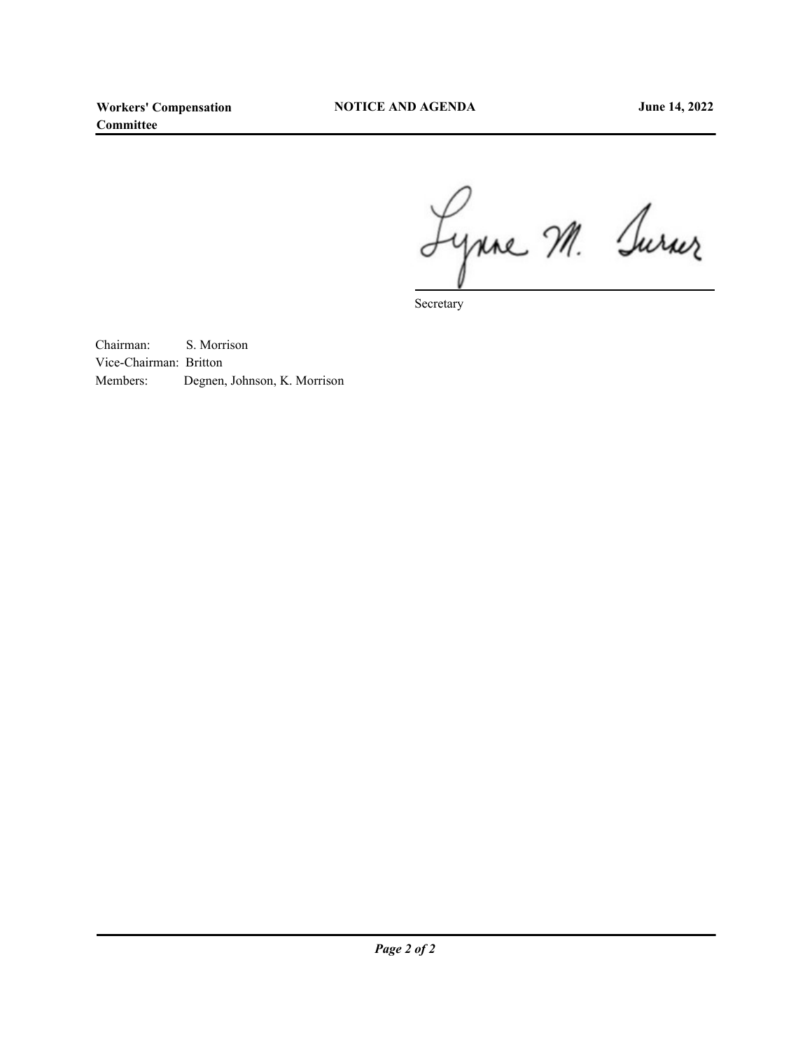Lynne M. Turner

Secretary

Chairman: S. Morrison
Vice-Chairman: Britton
Members: Degnen, Johnson, K. Morrison